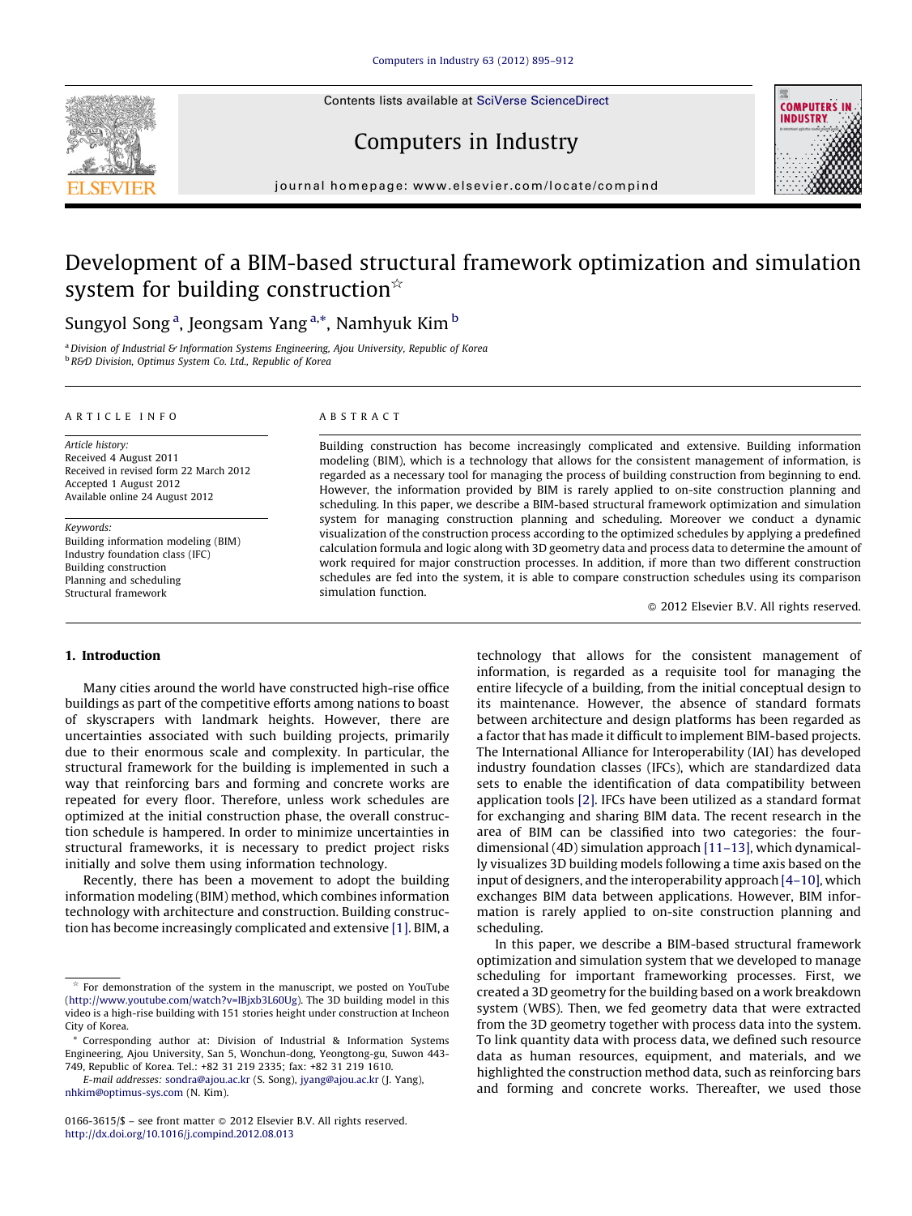Contents lists available at SciVerse ScienceDirect

# Computers in Industry

journal homepage: www.elsevier.com/locate/compind

# Development of a BIM-based structural framework optimization and simulation system for building construction[☆]

Sungyol Song [a], Jeongsam Yang [a,*], Namhyuk Kim [b]

[a] Division of Industrial & Information Systems Engineering, Ajou University, Republic of Korea
[b] R&D Division, Optimus System Co. Ltd., Republic of Korea

ARTICLE INFO

*Article history:*
Received 4 August 2011
Received in revised form 22 March 2012
Accepted 1 August 2012
Available online 24 August 2012

*Keywords:*
Building information modeling (BIM)
Industry foundation class (IFC)
Building construction
Planning and scheduling
Structural framework

ABSTRACT

Building construction has become increasingly complicated and extensive. Building information modeling (BIM), which is a technology that allows for the consistent management of information, is regarded as a necessary tool for managing the process of building construction from beginning to end. However, the information provided by BIM is rarely applied to on-site construction planning and scheduling. In this paper, we describe a BIM-based structural framework optimization and simulation system for managing construction planning and scheduling. Moreover we conduct a dynamic visualization of the construction process according to the optimized schedules by applying a predefined calculation formula and logic along with 3D geometry data and process data to determine the amount of work required for major construction processes. In addition, if more than two different construction schedules are fed into the system, it is able to compare construction schedules using its comparison simulation function.

© 2012 Elsevier B.V. All rights reserved.

## 1. Introduction

Many cities around the world have constructed high-rise office buildings as part of the competitive efforts among nations to boast of skyscrapers with landmark heights. However, there are uncertainties associated with such building projects, primarily due to their enormous scale and complexity. In particular, the structural framework for the building is implemented in such a way that reinforcing bars and forming and concrete works are repeated for every floor. Therefore, unless work schedules are optimized at the initial construction phase, the overall construction schedule is hampered. In order to minimize uncertainties in structural frameworks, it is necessary to predict project risks initially and solve them using information technology.

Recently, there has been a movement to adopt the building information modeling (BIM) method, which combines information technology with architecture and construction. Building construction has become increasingly complicated and extensive [1]. BIM, a technology that allows for the consistent management of information, is regarded as a requisite tool for managing the entire lifecycle of a building, from the initial conceptual design to its maintenance. However, the absence of standard formats between architecture and design platforms has been regarded as a factor that has made it difficult to implement BIM-based projects. The International Alliance for Interoperability (IAI) has developed industry foundation classes (IFCs), which are standardized data sets to enable the identification of data compatibility between application tools [2]. IFCs have been utilized as a standard format for exchanging and sharing BIM data. The recent research in the area of BIM can be classified into two categories: the four-dimensional (4D) simulation approach [11–13], which dynamically visualizes 3D building models following a time axis based on the input of designers, and the interoperability approach [4–10], which exchanges BIM data between applications. However, BIM information is rarely applied to on-site construction planning and scheduling.

In this paper, we describe a BIM-based structural framework optimization and simulation system that we developed to manage scheduling for important frameworking processes. First, we created a 3D geometry for the building based on a work breakdown system (WBS). Then, we fed geometry data that were extracted from the 3D geometry together with process data into the system. To link quantity data with process data, we defined such resource data as human resources, equipment, and materials, and we highlighted the construction method data, such as reinforcing bars and forming and concrete works. Thereafter, we used those

[☆] For demonstration of the system in the manuscript, we posted on YouTube (http://www.youtube.com/watch?v=IBjxb3L60Ug). The 3D building model in this video is a high-rise building with 151 stories height under construction at Incheon City of Korea.

[*] Corresponding author at: Division of Industrial & Information Systems Engineering, Ajou University, San 5, Wonchun-dong, Yeongtong-gu, Suwon 443-749, Republic of Korea. Tel.: +82 31 219 2335; fax: +82 31 219 1610.
*E-mail addresses:* sondra@ajou.ac.kr (S. Song), jyang@ajou.ac.kr (J. Yang), nhkim@optimus-sys.com (N. Kim).

0166-3615/$ – see front matter © 2012 Elsevier B.V. All rights reserved.
http://dx.doi.org/10.1016/j.compind.2012.08.013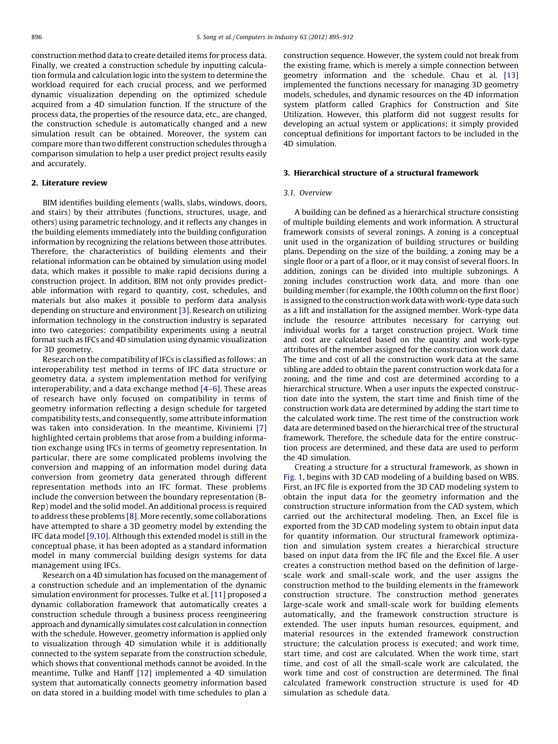construction method data to create detailed items for process data. Finally, we created a construction schedule by inputting calculation formula and calculation logic into the system to determine the workload required for each crucial process, and we performed dynamic visualization depending on the optimized schedule acquired from a 4D simulation function. If the structure of the process data, the properties of the resource data, etc., are changed, the construction schedule is automatically changed and a new simulation result can be obtained. Moreover, the system can compare more than two different construction schedules through a comparison simulation to help a user predict project results easily and accurately.

## 2. Literature review

BIM identifies building elements (walls, slabs, windows, doors, and stairs) by their attributes (functions, structures, usage, and others) using parametric technology, and it reflects any changes in the building elements immediately into the building configuration information by recognizing the relations between those attributes. Therefore, the characteristics of building elements and their relational information can be obtained by simulation using model data, which makes it possible to make rapid decisions during a construction project. In addition, BIM not only provides predictable information with regard to quantity, cost, schedules, and materials but also makes it possible to perform data analysis depending on structure and environment [3]. Research on utilizing information technology in the construction industry is separated into two categories: compatibility experiments using a neutral format such as IFCs and 4D simulation using dynamic visualization for 3D geometry.

Research on the compatibility of IFCs is classified as follows: an interoperability test method in terms of IFC data structure or geometry data, a system implementation method for verifying interoperability, and a data exchange method [4–6]. These areas of research have only focused on compatibility in terms of geometry information reflecting a design schedule for targeted compatibility tests, and consequently, some attribute information was taken into consideration. In the meantime, Kiviniemi [7] highlighted certain problems that arose from a building information exchange using IFCs in terms of geometry representation. In particular, there are some complicated problems involving the conversion and mapping of an information model during data conversion from geometry data generated through different representation methods into an IFC format. These problems include the conversion between the boundary representation (B-Rep) model and the solid model. An additional process is required to address these problems [8]. More recently, some collaborations have attempted to share a 3D geometry model by extending the IFC data model [9,10]. Although this extended model is still in the conceptual phase, it has been adopted as a standard information model in many commercial building design systems for data management using IFCs.

Research on a 4D simulation has focused on the management of a construction schedule and an implementation of the dynamic simulation environment for processes. Tulke et al. [11] proposed a dynamic collaboration framework that automatically creates a construction schedule through a business process reengineering approach and dynamically simulates cost calculation in connection with the schedule. However, geometry information is applied only to visualization through 4D simulation while it is additionally connected to the system separate from the construction schedule, which shows that conventional methods cannot be avoided. In the meantime, Tulke and Hanff [12] implemented a 4D simulation system that automatically connects geometry information based on data stored in a building model with time schedules to plan a construction sequence. However, the system could not break from the existing frame, which is merely a simple connection between geometry information and the schedule. Chau et al. [13] implemented the functions necessary for managing 3D geometry models, schedules, and dynamic resources on the 4D information system platform called Graphics for Construction and Site Utilization. However, this platform did not suggest results for developing an actual system or applications; it simply provided conceptual definitions for important factors to be included in the 4D simulation.

## 3. Hierarchical structure of a structural framework

### 3.1. Overview

A building can be defined as a hierarchical structure consisting of multiple building elements and work information. A structural framework consists of several zonings. A zoning is a conceptual unit used in the organization of building structures or building plans. Depending on the size of the building, a zoning may be a single floor or a part of a floor, or it may consist of several floors. In addition, zonings can be divided into multiple subzonings. A zoning includes construction work data, and more than one building member (for example, the 100th column on the first floor) is assigned to the construction work data with work-type data such as a lift and installation for the assigned member. Work-type data include the resource attributes necessary for carrying out individual works for a target construction project. Work time and cost are calculated based on the quantity and work-type attributes of the member assigned for the construction work data. The time and cost of all the construction work data at the same sibling are added to obtain the parent construction work data for a zoning, and the time and cost are determined according to a hierarchical structure. When a user inputs the expected construction date into the system, the start time and finish time of the construction work data are determined by adding the start time to the calculated work time. The rest time of the construction work data are determined based on the hierarchical tree of the structural framework. Therefore, the schedule data for the entire construction process are determined, and these data are used to perform the 4D simulation.

Creating a structure for a structural framework, as shown in Fig. 1, begins with 3D CAD modeling of a building based on WBS. First, an IFC file is exported from the 3D CAD modeling system to obtain the input data for the geometry information and the construction structure information from the CAD system, which carried out the architectural modeling. Then, an Excel file is exported from the 3D CAD modeling system to obtain input data for quantity information. Our structural framework optimization and simulation system creates a hierarchical structure based on input data from the IFC file and the Excel file. A user creates a construction method based on the definition of large-scale work and small-scale work, and the user assigns the construction method to the building elements in the framework construction structure. The construction method generates large-scale work and small-scale work for building elements automatically, and the framework construction structure is extended. The user inputs human resources, equipment, and material resources in the extended framework construction structure; the calculation process is executed; and work time, start time, and cost are calculated. When the work time, start time, and cost of all the small-scale work are calculated, the work time and cost of construction are determined. The final calculated framework construction structure is used for 4D simulation as schedule data.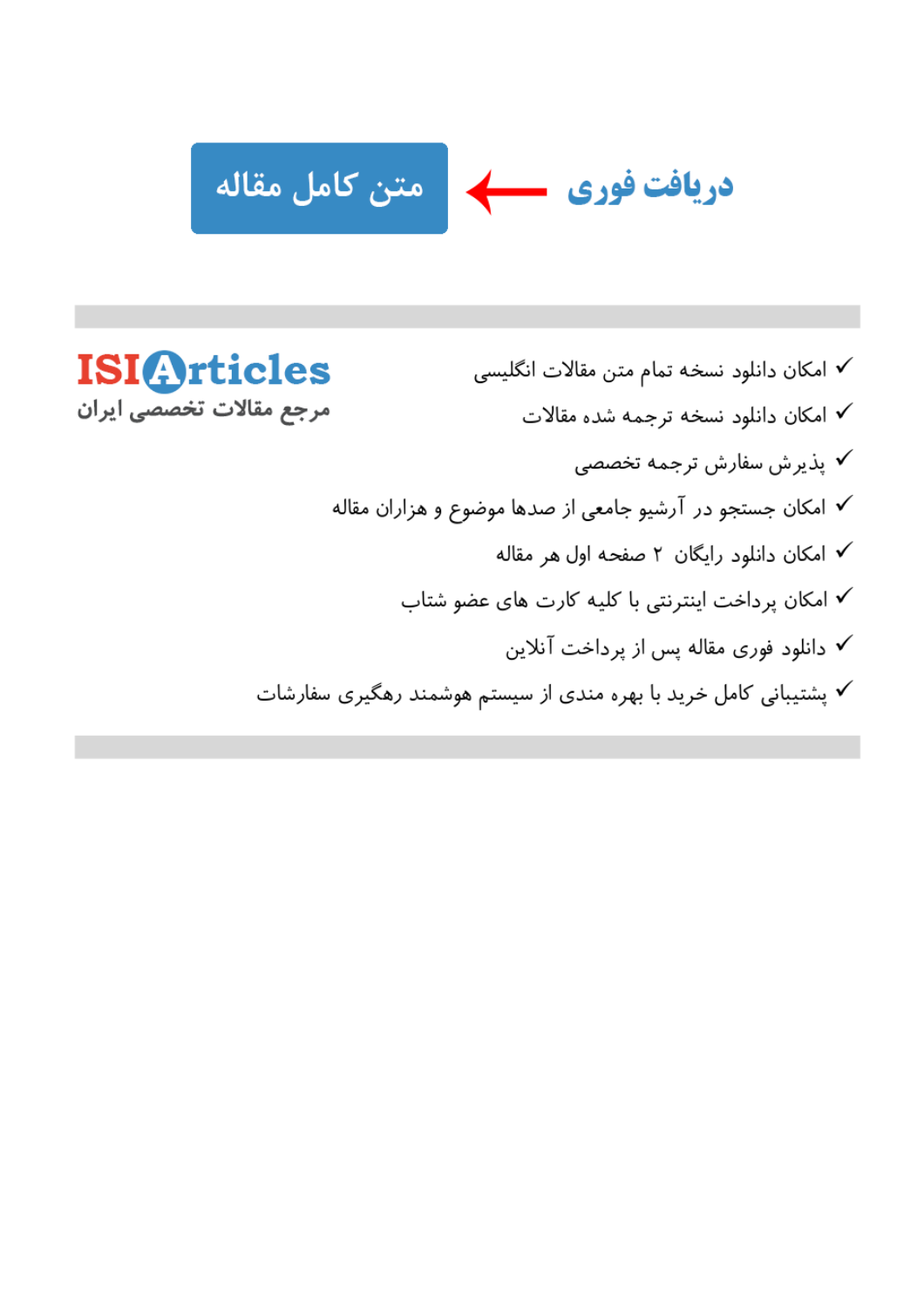دریافت فوری ← متن کامل مقاله

**ISIArticles**
مرجع مقالات تخصصی ایران

- ✓ امکان دانلود نسخه تمام متن مقالات انگلیسی
- ✓ امکان دانلود نسخه ترجمه شده مقالات
- ✓ پذیرش سفارش ترجمه تخصصی
- ✓ امکان جستجو در آرشیو جامعی از صدها موضوع و هزاران مقاله
- ✓ امکان دانلود رایگان ۲ صفحه اول هر مقاله
- ✓ امکان پرداخت اینترنتی با کلیه کارت های عضو شتاب
- ✓ دانلود فوری مقاله پس از پرداخت آنلاین
- ✓ پشتیبانی کامل خرید با بهره مندی از سیستم هوشمند رهگیری سفارشات